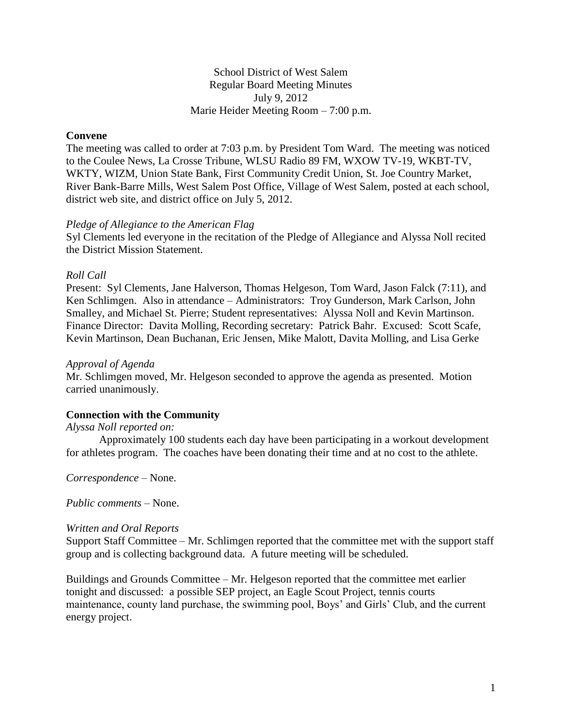School District of West Salem
Regular Board Meeting Minutes
July 9, 2012
Marie Heider Meeting Room – 7:00 p.m.

**Convene**

The meeting was called to order at 7:03 p.m. by President Tom Ward. The meeting was noticed to the Coulee News, La Crosse Tribune, WLSU Radio 89 FM, WXOW TV-19, WKBT-TV, WKTY, WIZM, Union State Bank, First Community Credit Union, St. Joe Country Market, River Bank-Barre Mills, West Salem Post Office, Village of West Salem, posted at each school, district web site, and district office on July 5, 2012.

*Pledge of Allegiance to the American Flag*

Syl Clements led everyone in the recitation of the Pledge of Allegiance and Alyssa Noll recited the District Mission Statement.

*Roll Call*

Present: Syl Clements, Jane Halverson, Thomas Helgeson, Tom Ward, Jason Falck (7:11), and Ken Schlimgen. Also in attendance – Administrators: Troy Gunderson, Mark Carlson, John Smalley, and Michael St. Pierre; Student representatives: Alyssa Noll and Kevin Martinson. Finance Director: Davita Molling, Recording secretary: Patrick Bahr. Excused: Scott Scafe, Kevin Martinson, Dean Buchanan, Eric Jensen, Mike Malott, Davita Molling, and Lisa Gerke

*Approval of Agenda*

Mr. Schlimgen moved, Mr. Helgeson seconded to approve the agenda as presented. Motion carried unanimously.

**Connection with the Community**

*Alyssa Noll reported on:*

Approximately 100 students each day have been participating in a workout development for athletes program. The coaches have been donating their time and at no cost to the athlete.

*Correspondence* – None.

*Public comments* – None.

*Written and Oral Reports*

Support Staff Committee – Mr. Schlimgen reported that the committee met with the support staff group and is collecting background data. A future meeting will be scheduled.

Buildings and Grounds Committee – Mr. Helgeson reported that the committee met earlier tonight and discussed: a possible SEP project, an Eagle Scout Project, tennis courts maintenance, county land purchase, the swimming pool, Boys' and Girls' Club, and the current energy project.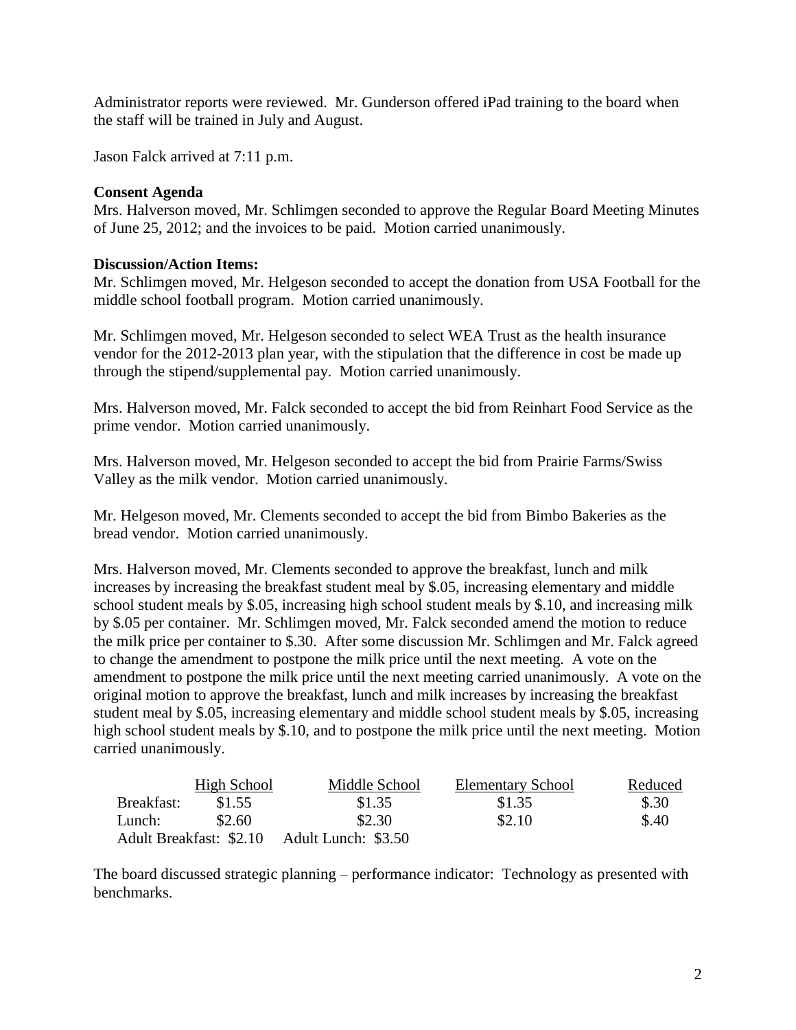Administrator reports were reviewed. Mr. Gunderson offered iPad training to the board when the staff will be trained in July and August.

Jason Falck arrived at 7:11 p.m.

**Consent Agenda**
Mrs. Halverson moved, Mr. Schlimgen seconded to approve the Regular Board Meeting Minutes of June 25, 2012; and the invoices to be paid. Motion carried unanimously.

**Discussion/Action Items:**
Mr. Schlimgen moved, Mr. Helgeson seconded to accept the donation from USA Football for the middle school football program. Motion carried unanimously.

Mr. Schlimgen moved, Mr. Helgeson seconded to select WEA Trust as the health insurance vendor for the 2012-2013 plan year, with the stipulation that the difference in cost be made up through the stipend/supplemental pay. Motion carried unanimously.

Mrs. Halverson moved, Mr. Falck seconded to accept the bid from Reinhart Food Service as the prime vendor. Motion carried unanimously.

Mrs. Halverson moved, Mr. Helgeson seconded to accept the bid from Prairie Farms/Swiss Valley as the milk vendor. Motion carried unanimously.

Mr. Helgeson moved, Mr. Clements seconded to accept the bid from Bimbo Bakeries as the bread vendor. Motion carried unanimously.

Mrs. Halverson moved, Mr. Clements seconded to approve the breakfast, lunch and milk increases by increasing the breakfast student meal by $.05, increasing elementary and middle school student meals by $.05, increasing high school student meals by $.10, and increasing milk by $.05 per container. Mr. Schlimgen moved, Mr. Falck seconded amend the motion to reduce the milk price per container to $.30. After some discussion Mr. Schlimgen and Mr. Falck agreed to change the amendment to postpone the milk price until the next meeting. A vote on the amendment to postpone the milk price until the next meeting carried unanimously. A vote on the original motion to approve the breakfast, lunch and milk increases by increasing the breakfast student meal by $.05, increasing elementary and middle school student meals by $.05, increasing high school student meals by $.10, and to postpone the milk price until the next meeting. Motion carried unanimously.

| | High School | Middle School | Elementary School | Reduced |
|---|---|---|---|---|
| Breakfast: | $1.55 | $1.35 | $1.35 | $.30 |
| Lunch: | $2.60 | $2.30 | $2.10 | $.40 |

Adult Breakfast: $2.10 Adult Lunch: $3.50

The board discussed strategic planning – performance indicator: Technology as presented with benchmarks.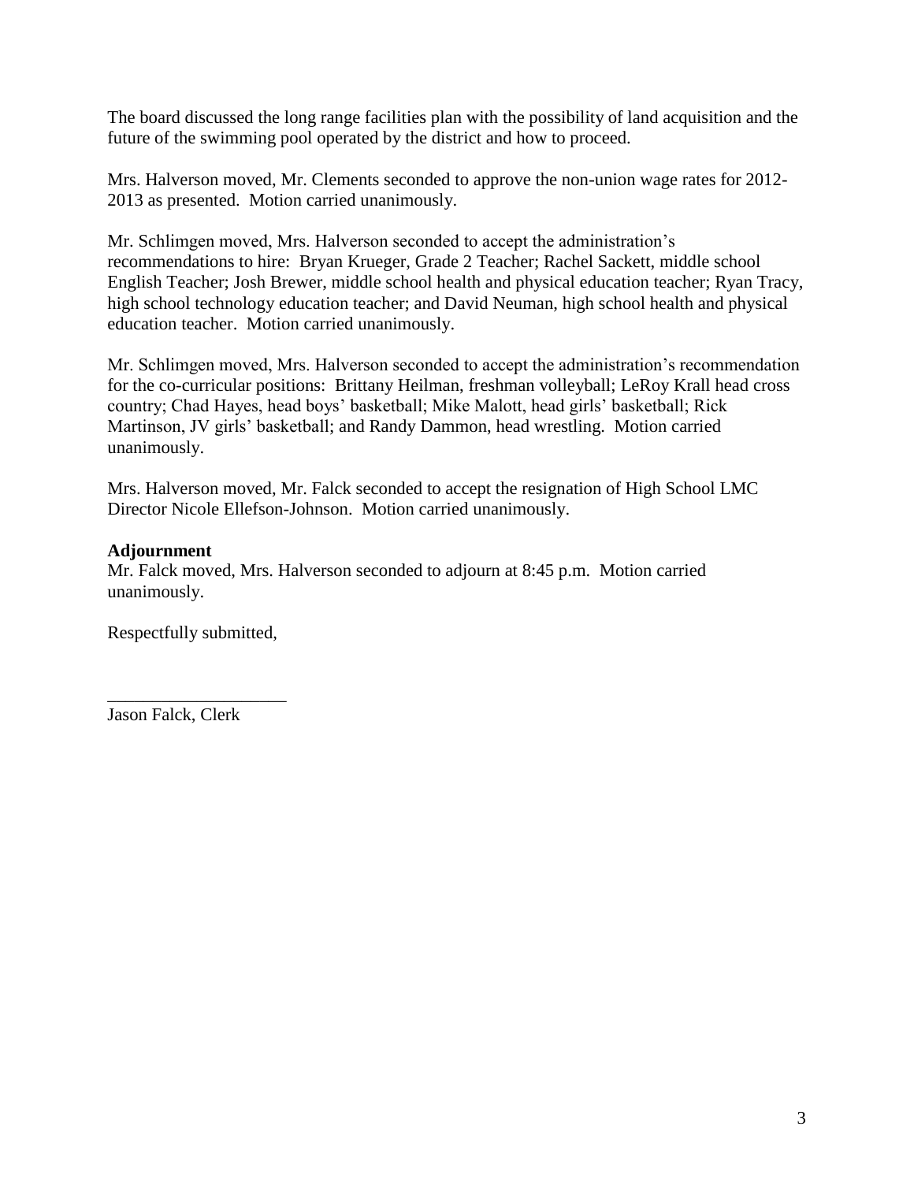The board discussed the long range facilities plan with the possibility of land acquisition and the future of the swimming pool operated by the district and how to proceed.

Mrs. Halverson moved, Mr. Clements seconded to approve the non-union wage rates for 2012-2013 as presented. Motion carried unanimously.

Mr. Schlimgen moved, Mrs. Halverson seconded to accept the administration's recommendations to hire: Bryan Krueger, Grade 2 Teacher; Rachel Sackett, middle school English Teacher; Josh Brewer, middle school health and physical education teacher; Ryan Tracy, high school technology education teacher; and David Neuman, high school health and physical education teacher. Motion carried unanimously.

Mr. Schlimgen moved, Mrs. Halverson seconded to accept the administration's recommendation for the co-curricular positions: Brittany Heilman, freshman volleyball; LeRoy Krall head cross country; Chad Hayes, head boys' basketball; Mike Malott, head girls' basketball; Rick Martinson, JV girls' basketball; and Randy Dammon, head wrestling. Motion carried unanimously.

Mrs. Halverson moved, Mr. Falck seconded to accept the resignation of High School LMC Director Nicole Ellefson-Johnson. Motion carried unanimously.

**Adjournment**

Mr. Falck moved, Mrs. Halverson seconded to adjourn at 8:45 p.m. Motion carried unanimously.

Respectfully submitted,

\_\_\_\_\_\_\_\_\_\_\_\_\_\_\_\_\_\_\_\_

Jason Falck, Clerk